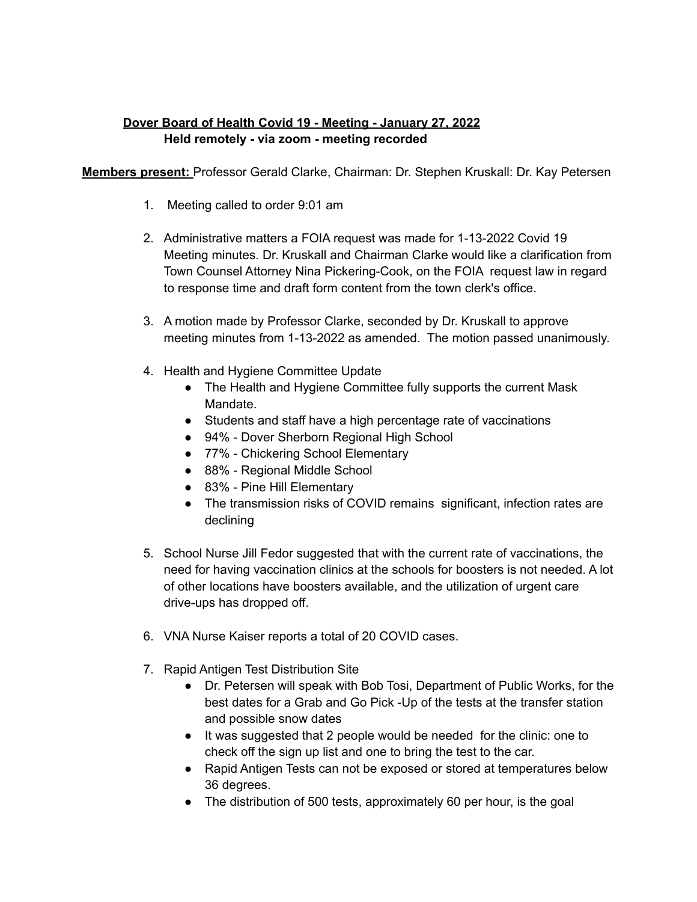**Dover Board of Health Covid 19 - Meeting - January 27, 2022**
**Held remotely - via zoom - meeting recorded**

**Members present:** Professor Gerald Clarke, Chairman: Dr. Stephen Kruskall: Dr. Kay Petersen

1. Meeting called to order 9:01 am

2. Administrative matters a FOIA request was made for 1-13-2022 Covid 19 Meeting minutes. Dr. Kruskall and Chairman Clarke would like a clarification from Town Counsel Attorney Nina Pickering-Cook, on the FOIA request law in regard to response time and draft form content from the town clerk's office.

3. A motion made by Professor Clarke, seconded by Dr. Kruskall to approve meeting minutes from 1-13-2022 as amended. The motion passed unanimously.

4. Health and Hygiene Committee Update
   - The Health and Hygiene Committee fully supports the current Mask Mandate.
   - Students and staff have a high percentage rate of vaccinations
   - 94% - Dover Sherborn Regional High School
   - 77% - Chickering School Elementary
   - 88% - Regional Middle School
   - 83% - Pine Hill Elementary
   - The transmission risks of COVID remains significant, infection rates are declining

5. School Nurse Jill Fedor suggested that with the current rate of vaccinations, the need for having vaccination clinics at the schools for boosters is not needed. A lot of other locations have boosters available, and the utilization of urgent care drive-ups has dropped off.

6. VNA Nurse Kaiser reports a total of 20 COVID cases.

7. Rapid Antigen Test Distribution Site
   - Dr. Petersen will speak with Bob Tosi, Department of Public Works, for the best dates for a Grab and Go Pick -Up of the tests at the transfer station and possible snow dates
   - It was suggested that 2 people would be needed for the clinic: one to check off the sign up list and one to bring the test to the car.
   - Rapid Antigen Tests can not be exposed or stored at temperatures below 36 degrees.
   - The distribution of 500 tests, approximately 60 per hour, is the goal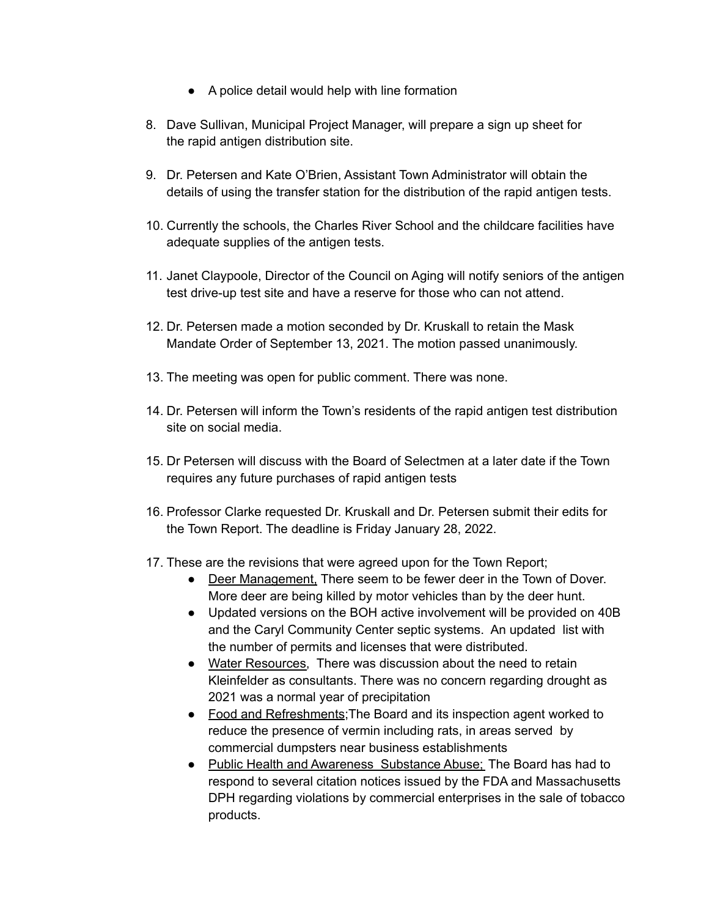- A police detail would help with line formation

8. Dave Sullivan, Municipal Project Manager, will prepare a sign up sheet for the rapid antigen distribution site.

9. Dr. Petersen and Kate O'Brien, Assistant Town Administrator will obtain the details of using the transfer station for the distribution of the rapid antigen tests.

10. Currently the schools, the Charles River School and the childcare facilities have adequate supplies of the antigen tests.

11. Janet Claypoole, Director of the Council on Aging will notify seniors of the antigen test drive-up test site and have a reserve for those who can not attend.

12. Dr. Petersen made a motion seconded by Dr. Kruskall to retain the Mask Mandate Order of September 13, 2021. The motion passed unanimously.

13. The meeting was open for public comment. There was none.

14. Dr. Petersen will inform the Town's residents of the rapid antigen test distribution site on social media.

15. Dr Petersen will discuss with the Board of Selectmen at a later date if the Town requires any future purchases of rapid antigen tests

16. Professor Clarke requested Dr. Kruskall and Dr. Petersen submit their edits for the Town Report. The deadline is Friday January 28, 2022.

17. These are the revisions that were agreed upon for the Town Report;
    - <u>Deer Management,</u> There seem to be fewer deer in the Town of Dover. More deer are being killed by motor vehicles than by the deer hunt.
    - Updated versions on the BOH active involvement will be provided on 40B and the Caryl Community Center septic systems. An updated list with the number of permits and licenses that were distributed.
    - <u>Water Resources</u>, There was discussion about the need to retain Kleinfelder as consultants. There was no concern regarding drought as 2021 was a normal year of precipitation
    - <u>Food and Refreshments</u>;The Board and its inspection agent worked to reduce the presence of vermin including rats, in areas served by commercial dumpsters near business establishments
    - <u>Public Health and Awareness Substance Abuse;</u> The Board has had to respond to several citation notices issued by the FDA and Massachusetts DPH regarding violations by commercial enterprises in the sale of tobacco products.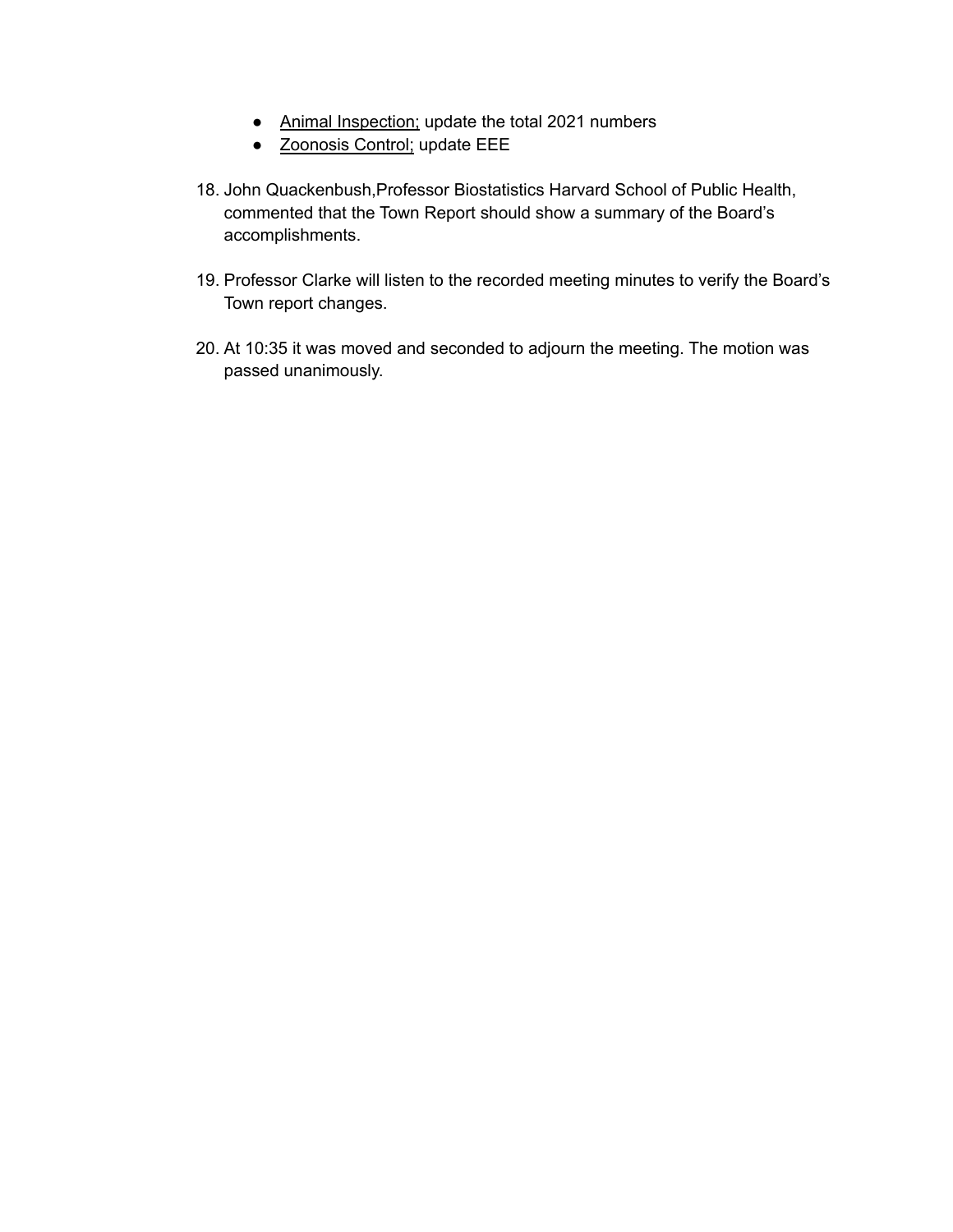- <u>Animal Inspection;</u> update the total 2021 numbers
- <u>Zoonosis Control;</u> update EEE

18. John Quackenbush,Professor Biostatistics Harvard School of Public Health, commented that the Town Report should show a summary of the Board's accomplishments.

19. Professor Clarke will listen to the recorded meeting minutes to verify the Board's Town report changes.

20. At 10:35 it was moved and seconded to adjourn the meeting. The motion was passed unanimously.